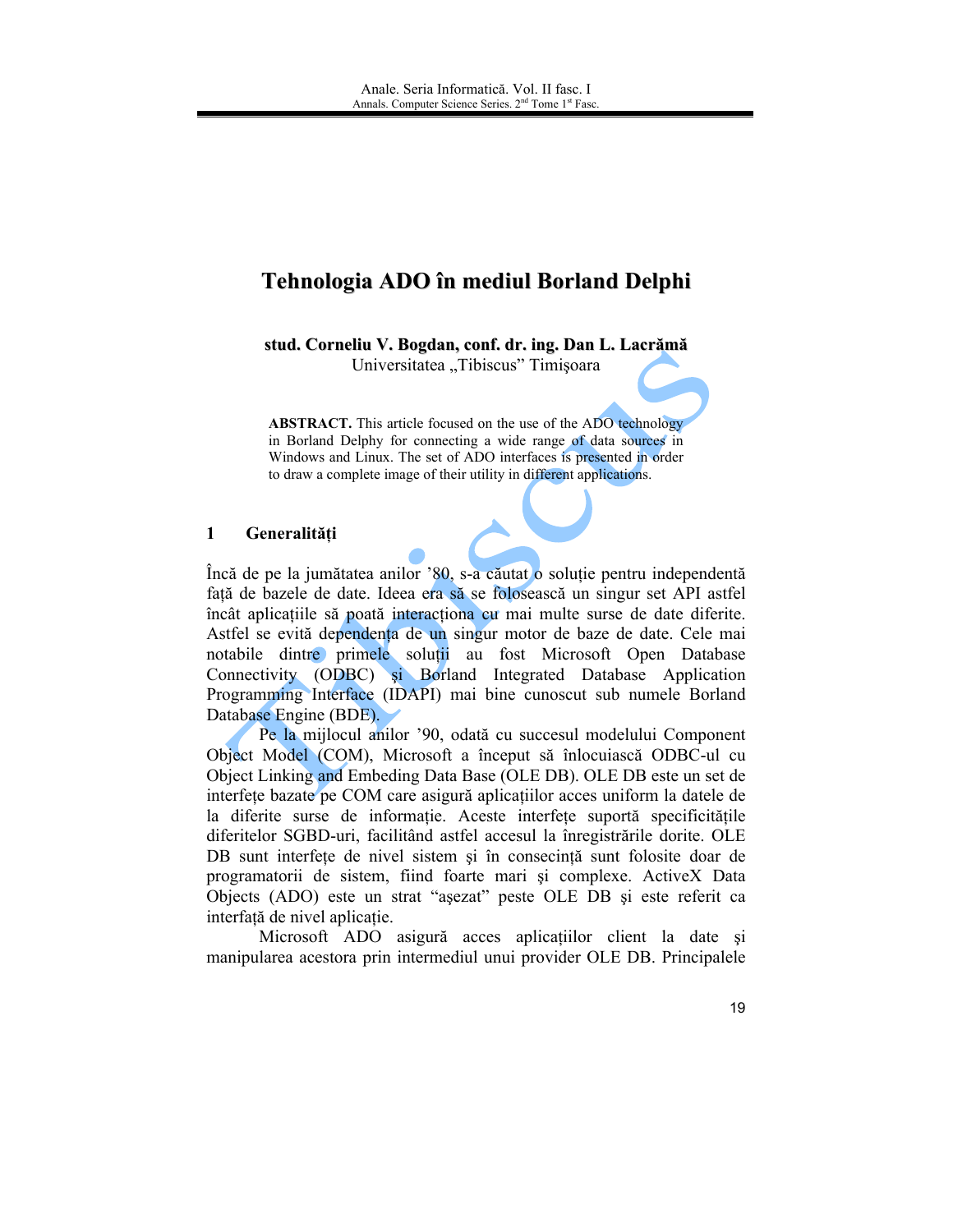# Tehnologia ADO în mediul Borland Delphi

**stud. Corneliu V. Bogdan, conf. dr. ing. Dan L. Lacrămă**
Universitatea „Tibiscus" Timişoara

**ABSTRACT.** This article focused on the use of the ADO technology in Borland Delphy for connecting a wide range of data sources in Windows and Linux. The set of ADO interfaces is presented in order to draw a complete image of their utility in different applications.

## 1 Generalităţi

Încă de pe la jumătatea anilor '80, s-a căutat o soluţie pentru independentă faţă de bazele de date. Ideea era să se folosească un singur set API astfel încât aplicaţiile să poată interacţiona cu mai multe surse de date diferite. Astfel se evită dependenţa de un singur motor de baze de date. Cele mai notabile dintre primele soluţii au fost Microsoft Open Database Connectivity (ODBC) şi Borland Integrated Database Application Programming Interface (IDAPI) mai bine cunoscut sub numele Borland Database Engine (BDE).

Pe la mijlocul anilor '90, odată cu succesul modelului Component Object Model (COM), Microsoft a început să înlocuiască ODBC-ul cu Object Linking and Embeding Data Base (OLE DB). OLE DB este un set de interfeţe bazate pe COM care asigură aplicaţiilor acces uniform la datele de la diferite surse de informaţie. Aceste interfeţe suportă specificităţile diferitelor SGBD-uri, facilitând astfel accesul la înregistrările dorite. OLE DB sunt interfeţe de nivel sistem şi în consecinţă sunt folosite doar de programatorii de sistem, fiind foarte mari şi complexe. ActiveX Data Objects (ADO) este un strat "aşezat" peste OLE DB şi este referit ca interfaţă de nivel aplicaţie.

Microsoft ADO asigură acces aplicaţiilor client la date şi manipularea acestora prin intermediul unui provider OLE DB. Principalele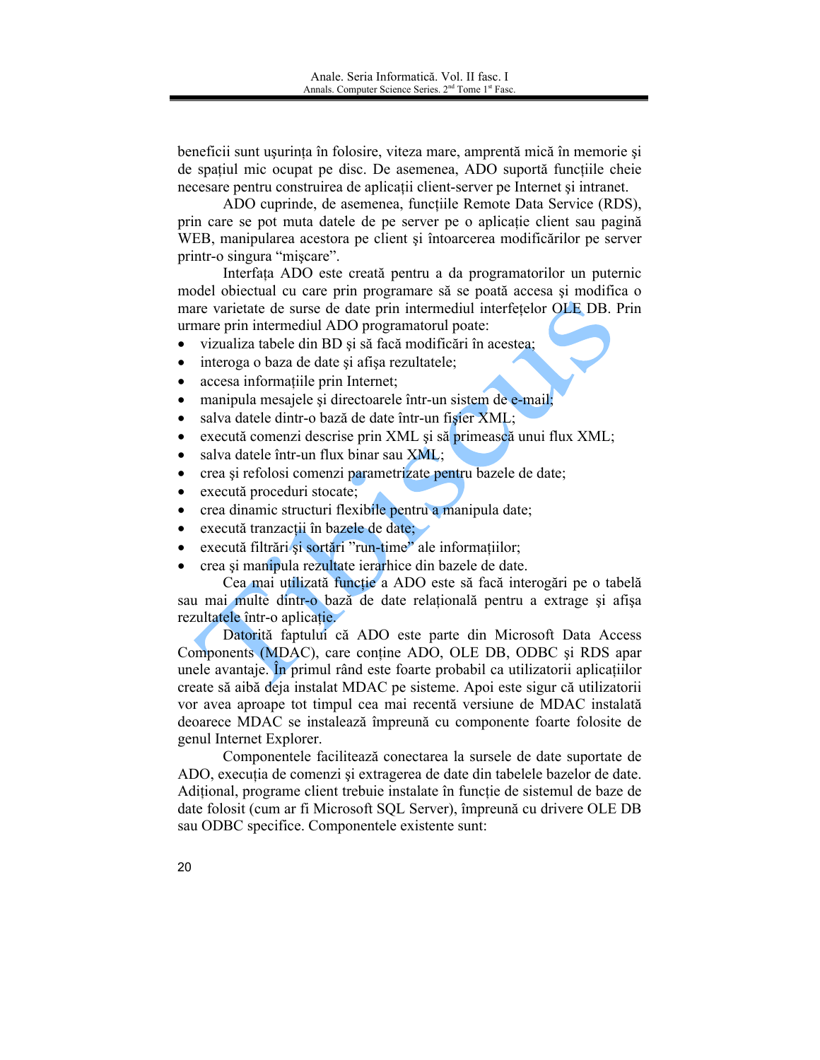beneficii sunt uşurinţa în folosire, viteza mare, amprentă mică în memorie şi de spaţiul mic ocupat pe disc. De asemenea, ADO suportă funcţiile cheie necesare pentru construirea de aplicaţii client-server pe Internet şi intranet.

ADO cuprinde, de asemenea, funcţiile Remote Data Service (RDS), prin care se pot muta datele de pe server pe o aplicaţie client sau pagină WEB, manipularea acestora pe client şi întoarcerea modificărilor pe server printr-o singura "mişcare".

Interfaţa ADO este creată pentru a da programatorilor un puternic model obiectual cu care prin programare să se poată accesa şi modifica o mare varietate de surse de date prin intermediul interfeţelor OLE DB. Prin urmare prin intermediul ADO programatorul poate:

- vizualiza tabele din BD şi să facă modificări în acestea;
- interoga o baza de date şi afişa rezultatele;
- accesa informaţiile prin Internet;
- manipula mesajele şi directoarele într-un sistem de e-mail;
- salva datele dintr-o bază de date într-un fişier XML;
- execută comenzi descrise prin XML şi să primească unui flux XML;
- salva datele într-un flux binar sau XML;
- crea şi refolosi comenzi parametrizate pentru bazele de date;
- execută proceduri stocate;
- crea dinamic structuri flexibile pentru a manipula date;
- execută tranzacţii în bazele de date;
- execută filtrări şi sortări "run-time" ale informaţiilor;
- crea şi manipula rezultate ierarhice din bazele de date.

Cea mai utilizată funcţie a ADO este să facă interogări pe o tabelă sau mai multe dintr-o bază de date relaţională pentru a extrage şi afişa rezultatele într-o aplicaţie.

Datorită faptului că ADO este parte din Microsoft Data Access Components (MDAC), care conţine ADO, OLE DB, ODBC şi RDS apar unele avantaje. În primul rând este foarte probabil ca utilizatorii aplicaţiilor create să aibă deja instalat MDAC pe sisteme. Apoi este sigur că utilizatorii vor avea aproape tot timpul cea mai recentă versiune de MDAC instalată deoarece MDAC se instalează împreună cu componente foarte folosite de genul Internet Explorer.

Componentele facilitează conectarea la sursele de date suportate de ADO, execuţia de comenzi şi extragerea de date din tabelele bazelor de date. Adiţional, programe client trebuie instalate în funcţie de sistemul de baze de date folosit (cum ar fi Microsoft SQL Server), împreună cu drivere OLE DB sau ODBC specifice. Componentele existente sunt: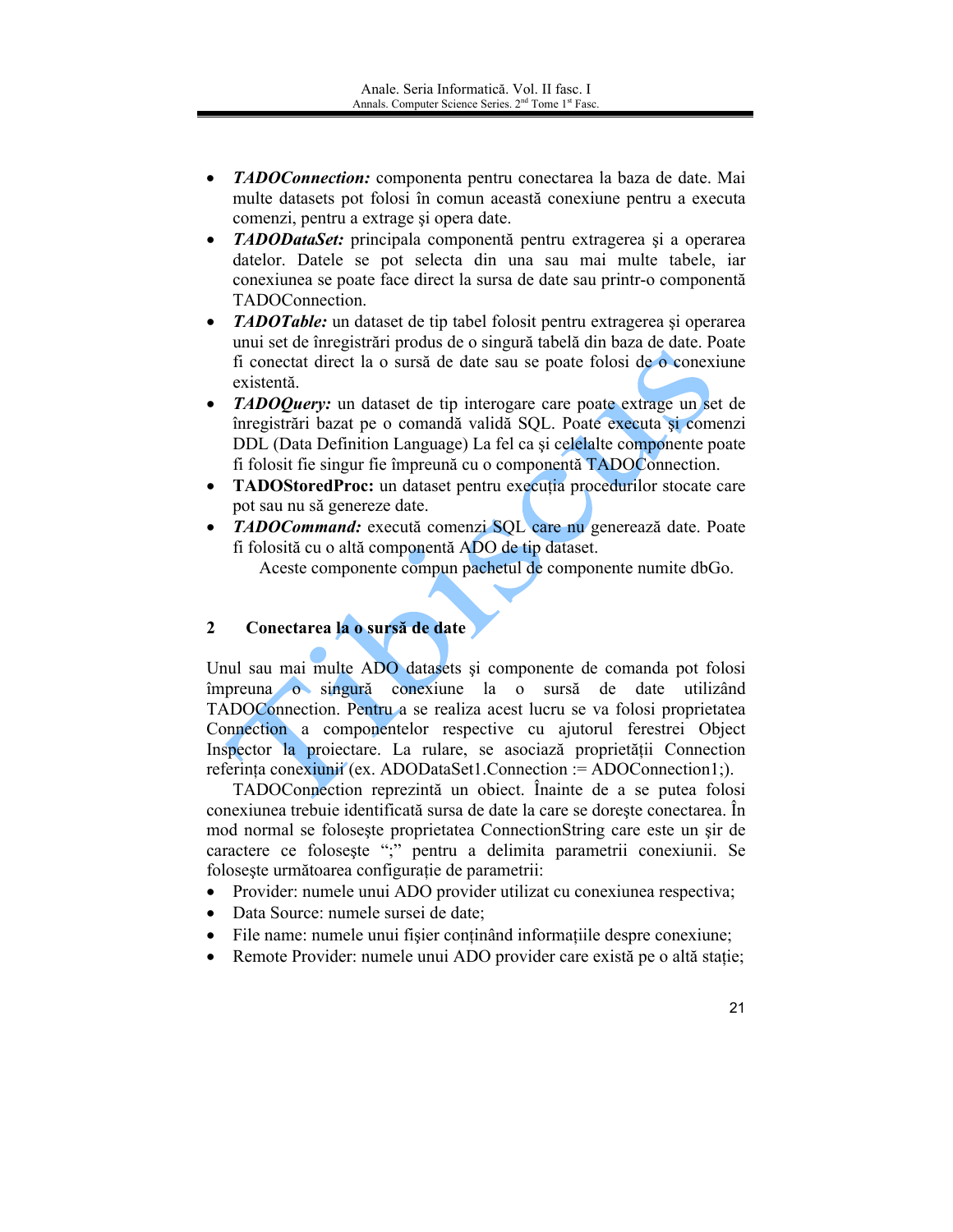- ***TADOConnection:*** componenta pentru conectarea la baza de date. Mai multe datasets pot folosi în comun această conexiune pentru a executa comenzi, pentru a extrage şi opera date.
- ***TADODataSet:*** principala componentă pentru extragerea şi a operarea datelor. Datele se pot selecta din una sau mai multe tabele, iar conexiunea se poate face direct la sursa de date sau printr-o componentă TADOConnection.
- ***TADOTable:*** un dataset de tip tabel folosit pentru extragerea şi operarea unui set de înregistrări produs de o singură tabelă din baza de date. Poate fi conectat direct la o sursă de date sau se poate folosi de o conexiune existentă.
- ***TADOQuery:*** un dataset de tip interogare care poate extrage un set de înregistrări bazat pe o comandă validă SQL. Poate executa şi comenzi DDL (Data Definition Language) La fel ca şi celelalte componente poate fi folosit fie singur fie împreună cu o componentă TADOConnection.
- **TADOStoredProc:** un dataset pentru execuţia procedurilor stocate care pot sau nu să genereze date.
- ***TADOCommand:*** execută comenzi SQL care nu generează date. Poate fi folosită cu o altă componentă ADO de tip dataset.

Aceste componente compun pachetul de componente numite dbGo.

## 2 Conectarea la o sursă de date

Unul sau mai multe ADO datasets şi componente de comanda pot folosi împreuna o singură conexiune la o sursă de date utilizând TADOConnection. Pentru a se realiza acest lucru se va folosi proprietatea Connection a componentelor respective cu ajutorul ferestrei Object Inspector la proiectare. La rulare, se asociază proprietăţii Connection referinţa conexiunii (ex. ADODataSet1.Connection := ADOConnection1;).

TADOConnection reprezintă un obiect. Înainte de a se putea folosi conexiunea trebuie identificată sursa de date la care se doreşte conectarea. În mod normal se foloseşte proprietatea ConnectionString care este un şir de caractere ce foloseşte ";" pentru a delimita parametrii conexiunii. Se foloseşte următoarea configuraţie de parametrii:

- Provider: numele unui ADO provider utilizat cu conexiunea respectiva;
- Data Source: numele sursei de date;
- File name: numele unui fişier conţinând informaţiile despre conexiune;
- Remote Provider: numele unui ADO provider care există pe o altă staţie;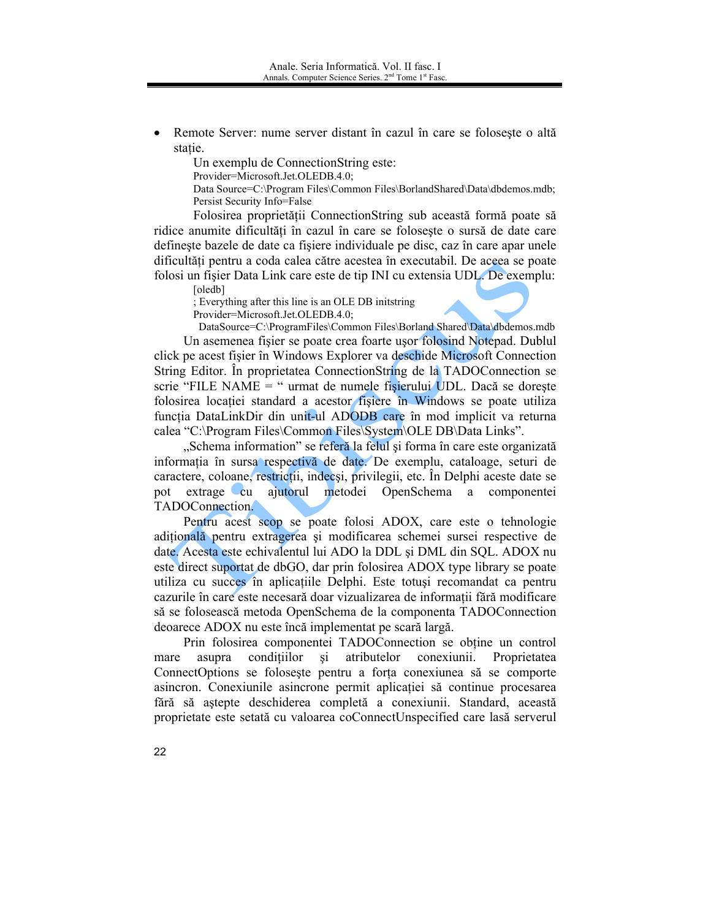- Remote Server: nume server distant în cazul în care se foloseşte o altă staţie.

Un exemplu de ConnectionString este:

```
Provider=Microsoft.Jet.OLEDB.4.0;
Data Source=C:\Program Files\Common Files\BorlandShared\Data\dbdemos.mdb;
Persist Security Info=False
```

Folosirea proprietăţii ConnectionString sub această formă poate să ridice anumite dificultăţi în cazul în care se foloseşte o sursă de date care defineşte bazele de date ca fişiere individuale pe disc, caz în care apar unele dificultăţi pentru a coda calea către acestea în executabil. De aceea se poate folosi un fişier Data Link care este de tip INI cu extensia UDL. De exemplu:

```
[oledb]
; Everything after this line is an OLE DB initstring
Provider=Microsoft.Jet.OLEDB.4.0;
DataSource=C:\ProgramFiles\Common Files\Borland Shared\Data\dbdemos.mdb
```

Un asemenea fişier se poate crea foarte uşor folosind Notepad. Dublul click pe acest fişier în Windows Explorer va deschide Microsoft Connection String Editor. În proprietatea ConnectionString de la TADOConnection se scrie "FILE NAME = " urmat de numele fişierului UDL. Dacă se doreşte folosirea locaţiei standard a acestor fişiere în Windows se poate utiliza funcţia DataLinkDir din unit-ul ADODB care în mod implicit va returna calea "C:\Program Files\Common Files\System\OLE DB\Data Links".

„Schema information" se referă la felul şi forma în care este organizată informaţia în sursa respectivă de date. De exemplu, cataloage, seturi de caractere, coloane, restricţii, indecşi, privilegii, etc. În Delphi aceste date se pot extrage cu ajutorul metodei OpenSchema a componentei TADOConnection.

Pentru acest scop se poate folosi ADOX, care este o tehnologie adiţională pentru extragerea şi modificarea schemei sursei respective de date. Acesta este echivalentul lui ADO la DDL şi DML din SQL. ADOX nu este direct suportat de dbGO, dar prin folosirea ADOX type library se poate utiliza cu succes în aplicaţiile Delphi. Este totuşi recomandat ca pentru cazurile în care este necesară doar vizualizarea de informaţii fără modificare să se folosească metoda OpenSchema de la componenta TADOConnection deoarece ADOX nu este încă implementat pe scară largă.

Prin folosirea componentei TADOConnection se obţine un control mare asupra condiţiilor şi atributelor conexiunii. Proprietatea ConnectOptions se foloseşte pentru a forţa conexiunea să se comporte asincron. Conexiunile asincrone permit aplicaţiei să continue procesarea fără să aştepte deschiderea completă a conexiunii. Standard, această proprietate este setată cu valoarea coConnectUnspecified care lasă serverul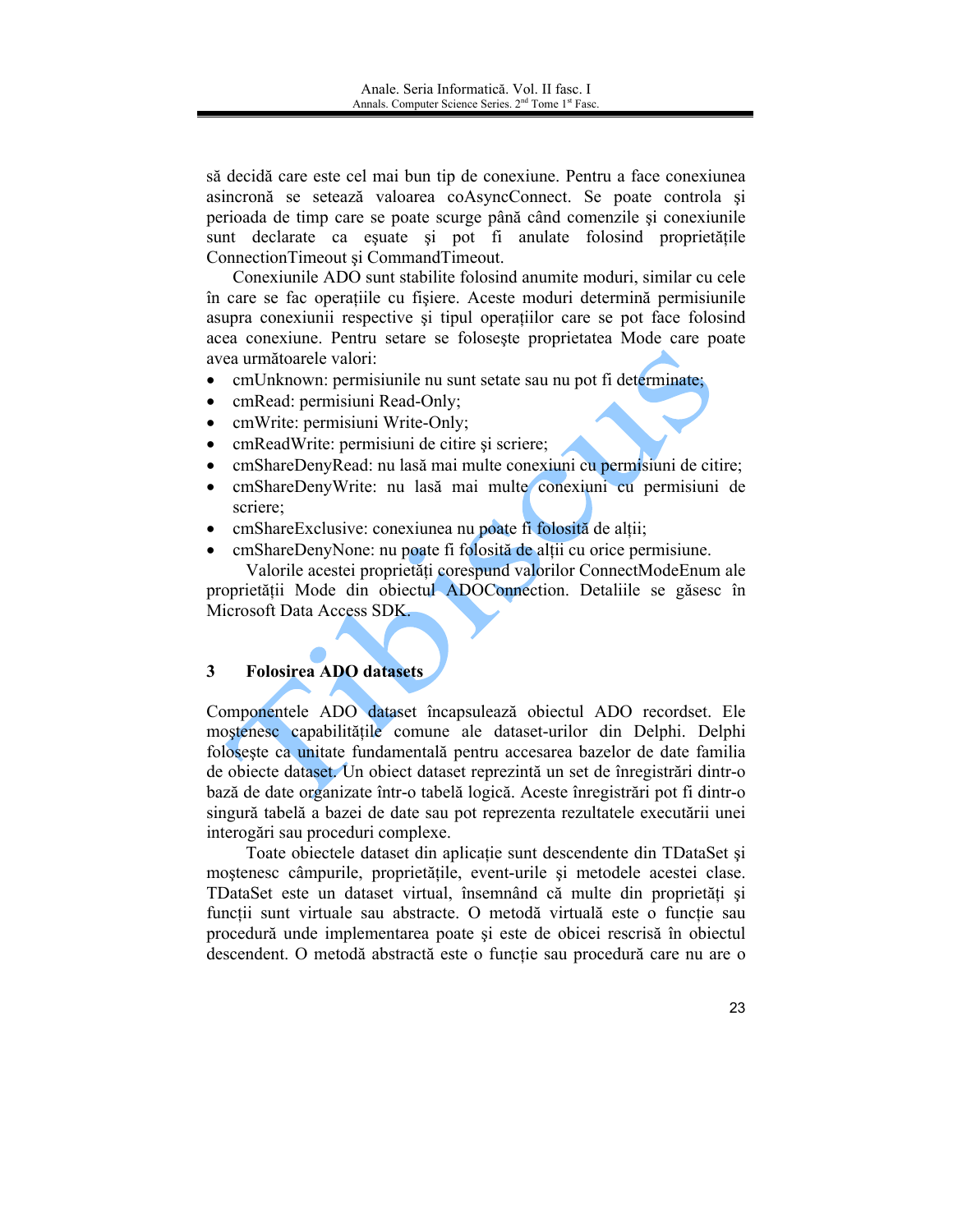să decidă care este cel mai bun tip de conexiune. Pentru a face conexiunea asincronă se setează valoarea coAsyncConnect. Se poate controla şi perioada de timp care se poate scurge până când comenzile şi conexiunile sunt declarate ca eşuate şi pot fi anulate folosind proprietăţile ConnectionTimeout şi CommandTimeout.

Conexiunile ADO sunt stabilite folosind anumite moduri, similar cu cele în care se fac operaţiile cu fişiere. Aceste moduri determină permisiunile asupra conexiunii respective şi tipul operaţiilor care se pot face folosind acea conexiune. Pentru setare se foloseşte proprietatea Mode care poate avea următoarele valori:

- cmUnknown: permisiunile nu sunt setate sau nu pot fi determinate;
- cmRead: permisiuni Read-Only;
- cmWrite: permisiuni Write-Only;
- cmReadWrite: permisiuni de citire şi scriere;
- cmShareDenyRead: nu lasă mai multe conexiuni cu permisiuni de citire;
- cmShareDenyWrite: nu lasă mai multe conexiuni cu permisiuni de scriere;
- cmShareExclusive: conexiunea nu poate fi folosită de alţii;
- cmShareDenyNone: nu poate fi folosită de alţii cu orice permisiune.

Valorile acestei proprietăţi corespund valorilor ConnectModeEnum ale proprietăţii Mode din obiectul ADOConnection. Detaliile se găsesc în Microsoft Data Access SDK.

## 3 Folosirea ADO datasets

Componentele ADO dataset încapsulează obiectul ADO recordset. Ele moştenesc capabilităţile comune ale dataset-urilor din Delphi. Delphi foloseşte ca unitate fundamentală pentru accesarea bazelor de date familia de obiecte dataset. Un obiect dataset reprezintă un set de înregistrări dintr-o bază de date organizate într-o tabelă logică. Aceste înregistrări pot fi dintr-o singură tabelă a bazei de date sau pot reprezenta rezultatele executării unei interogări sau proceduri complexe.

Toate obiectele dataset din aplicaţie sunt descendente din TDataSet şi moştenesc câmpurile, proprietăţile, event-urile şi metodele acestei clase. TDataSet este un dataset virtual, însemnând că multe din proprietăţi şi funcţii sunt virtuale sau abstracte. O metodă virtuală este o funcţie sau procedură unde implementarea poate şi este de obicei rescrisă în obiectul descendent. O metodă abstractă este o funcţie sau procedură care nu are o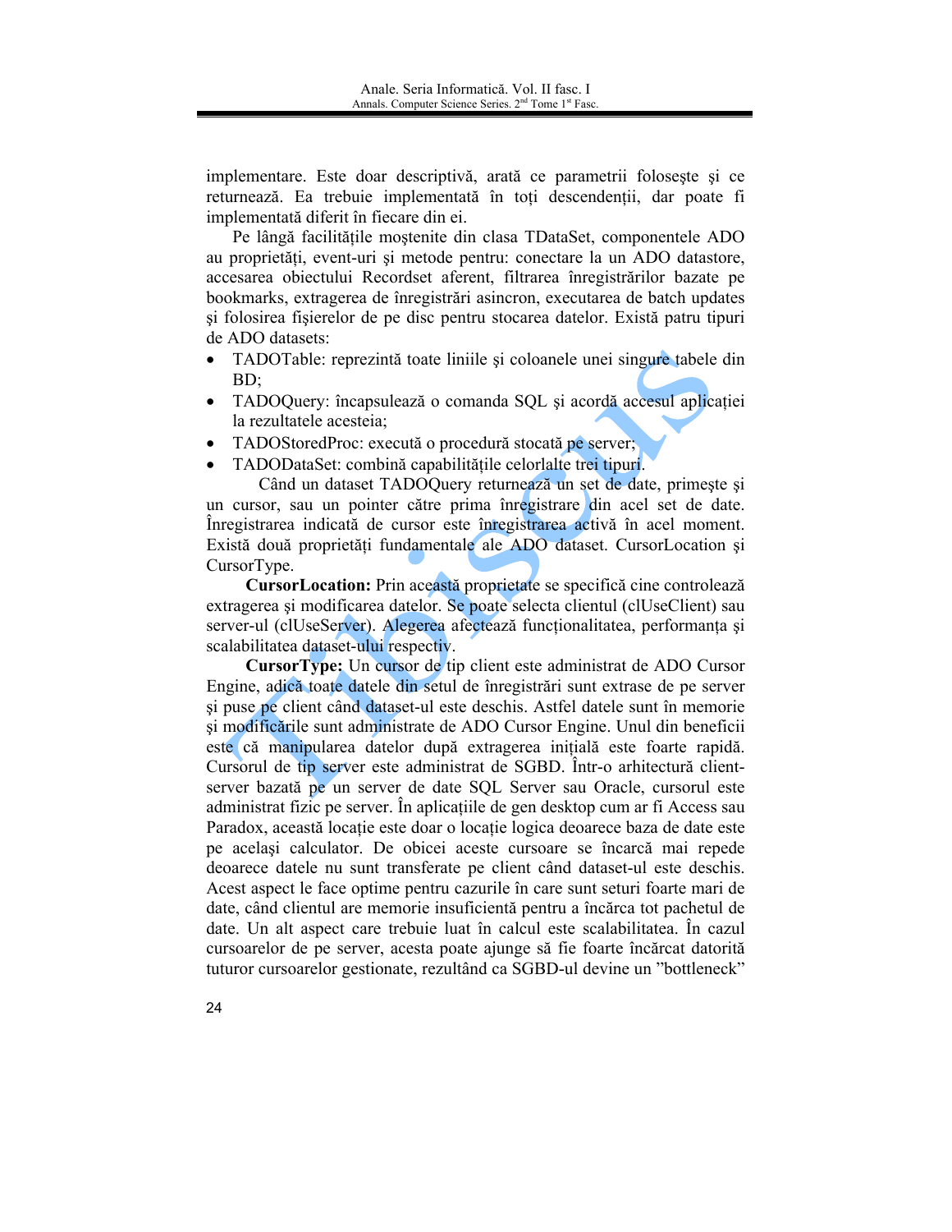implementare. Este doar descriptivă, arată ce parametrii foloseşte şi ce returnează. Ea trebuie implementată în toţi descendenţii, dar poate fi implementată diferit în fiecare din ei.

Pe lângă facilităţile moştenite din clasa TDataSet, componentele ADO au proprietăţi, event-uri şi metode pentru: conectare la un ADO datastore, accesarea obiectului Recordset aferent, filtrarea înregistrărilor bazate pe bookmarks, extragerea de înregistrări asincron, executarea de batch updates şi folosirea fişierelor de pe disc pentru stocarea datelor. Există patru tipuri de ADO datasets:

- TADOTable: reprezintă toate liniile şi coloanele unei singure tabele din BD;
- TADOQuery: încapsulează o comanda SQL şi acordă accesul aplicaţiei la rezultatele acesteia;
- TADOStoredProc: execută o procedură stocată pe server;
- TADODataSet: combină capabilităţile celorlalte trei tipuri.

Când un dataset TADOQuery returnează un set de date, primeşte şi un cursor, sau un pointer către prima înregistrare din acel set de date. Înregistrarea indicată de cursor este înregistrarea activă în acel moment. Există două proprietăţi fundamentale ale ADO dataset. CursorLocation şi CursorType.

**CursorLocation:** Prin această proprietate se specifică cine controlează extragerea şi modificarea datelor. Se poate selecta clientul (clUseClient) sau server-ul (clUseServer). Alegerea afectează funcţionalitatea, performanţa şi scalabilitatea dataset-ului respectiv.

**CursorType:** Un cursor de tip client este administrat de ADO Cursor Engine, adică toate datele din setul de înregistrări sunt extrase de pe server şi puse pe client când dataset-ul este deschis. Astfel datele sunt în memorie şi modificările sunt administrate de ADO Cursor Engine. Unul din beneficii este că manipularea datelor după extragerea iniţială este foarte rapidă. Cursorul de tip server este administrat de SGBD. Într-o arhitectură client-server bazată pe un server de date SQL Server sau Oracle, cursorul este administrat fizic pe server. În aplicaţiile de gen desktop cum ar fi Access sau Paradox, această locaţie este doar o locaţie logica deoarece baza de date este pe acelaşi calculator. De obicei aceste cursoare se încarcă mai repede deoarece datele nu sunt transferate pe client când dataset-ul este deschis. Acest aspect le face optime pentru cazurile în care sunt seturi foarte mari de date, când clientul are memorie insuficientă pentru a încărca tot pachetul de date. Un alt aspect care trebuie luat în calcul este scalabilitatea. În cazul cursoarelor de pe server, acesta poate ajunge să fie foarte încărcat datorită tuturor cursoarelor gestionate, rezultând ca SGBD-ul devine un "bottleneck"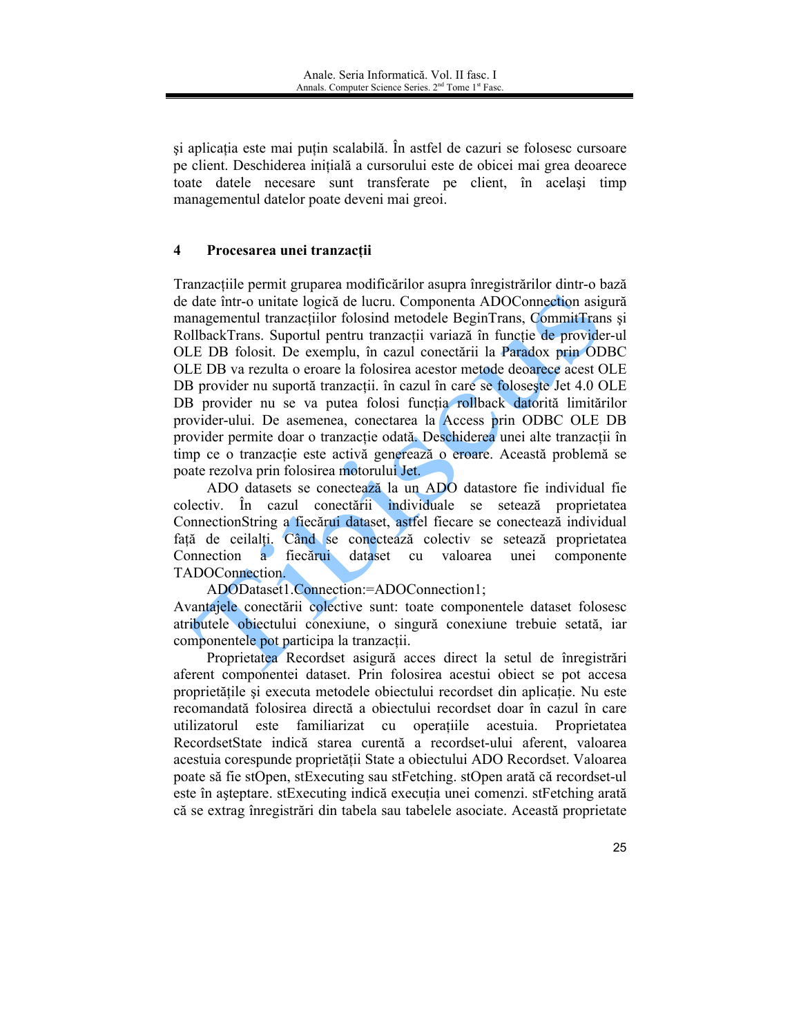şi aplicaţia este mai puţin scalabilă. În astfel de cazuri se folosesc cursoare pe client. Deschiderea iniţială a cursorului este de obicei mai grea deoarece toate datele necesare sunt transferate pe client, în acelaşi timp managementul datelor poate deveni mai greoi.

## 4 Procesarea unei tranzacţii

Tranzacţiile permit gruparea modificărilor asupra înregistrărilor dintr-o bază de date într-o unitate logică de lucru. Componenta ADOConnection asigură managementul tranzacţiilor folosind metodele BeginTrans, CommitTrans şi RollbackTrans. Suportul pentru tranzacţii variază în funcţie de provider-ul OLE DB folosit. De exemplu, în cazul conectării la Paradox prin ODBC OLE DB va rezulta o eroare la folosirea acestor metode deoarece acest OLE DB provider nu suportă tranzacţii. în cazul în care se foloseşte Jet 4.0 OLE DB provider nu se va putea folosi funcţia rollback datorită limitărilor provider-ului. De asemenea, conectarea la Access prin ODBC OLE DB provider permite doar o tranzacţie odată. Deschiderea unei alte tranzacţii în timp ce o tranzacţie este activă genereazã o eroare. Această problemă se poate rezolva prin folosirea motorului Jet.

ADO datasets se conectează la un ADO datastore fie individual fie colectiv. În cazul conectării individuale se setează proprietatea ConnectionString a fiecărui dataset, astfel fiecare se conectează individual faţă de ceilalţi. Când se conectează colectiv se setează proprietatea Connection a fiecărui dataset cu valoarea unei componente TADOConnection.

ADODataset1.Connection:=ADOConnection1;

Avantajele conectării colective sunt: toate componentele dataset folosesc atributele obiectului conexiune, o singură conexiune trebuie setată, iar componentele pot participa la tranzacţii.

Proprietatea Recordset asigură acces direct la setul de înregistrări aferent componentei dataset. Prin folosirea acestui obiect se pot accesa proprietăţile şi executa metodele obiectului recordset din aplicaţie. Nu este recomandată folosirea directă a obiectului recordset doar în cazul în care utilizatorul este familiarizat cu operaţiile acestuia. Proprietatea RecordsetState indică starea curentă a recordset-ului aferent, valoarea acestuia corespunde proprietăţii State a obiectului ADO Recordset. Valoarea poate să fie stOpen, stExecuting sau stFetching. stOpen arată că recordset-ul este în aşteptare. stExecuting indică execuţia unei comenzi. stFetching arată că se extrag înregistrări din tabela sau tabelele asociate. Această proprietate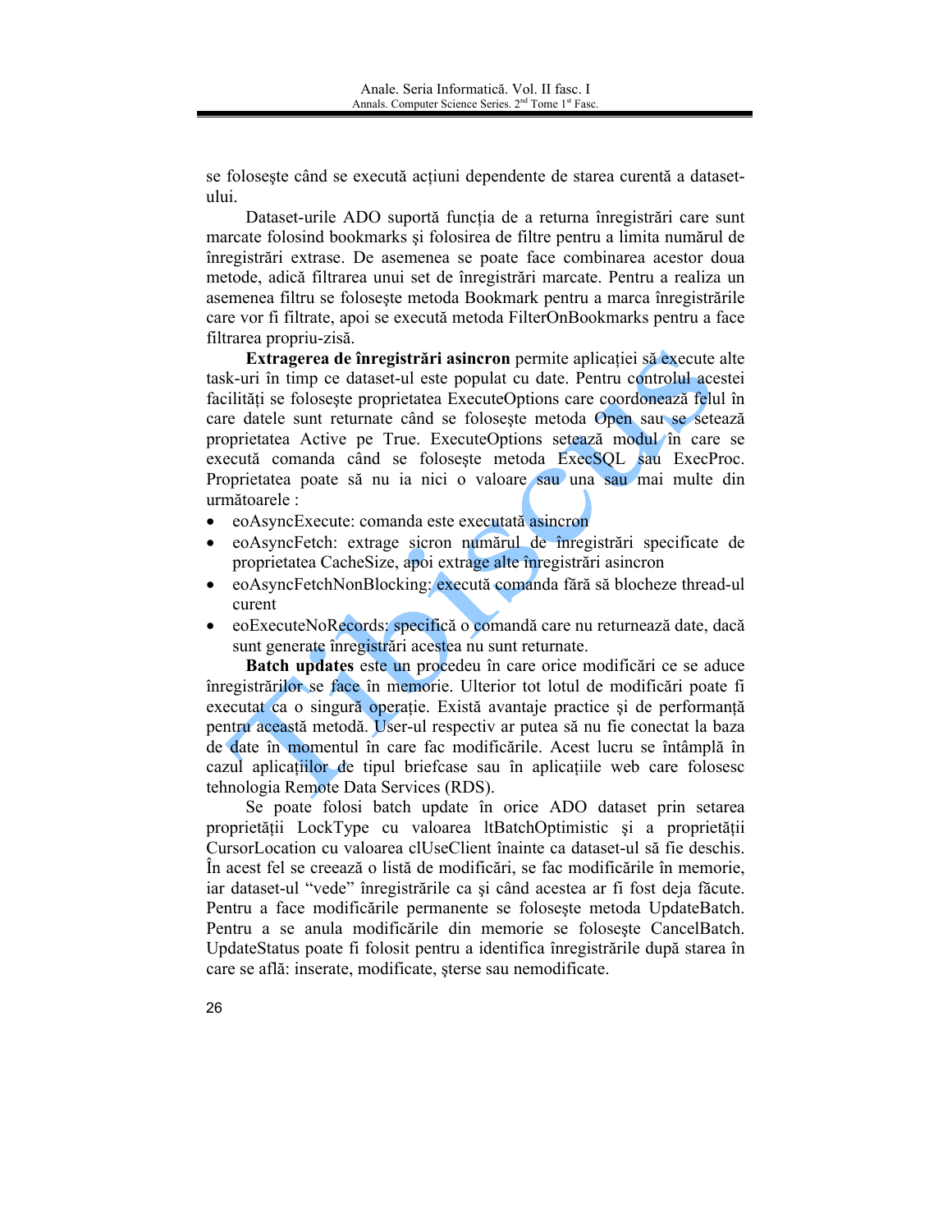se foloseşte când se execută acţiuni dependente de starea curentă a dataset-ului.

Dataset-urile ADO suportă funcţia de a returna înregistrări care sunt marcate folosind bookmarks şi folosirea de filtre pentru a limita numărul de înregistrări extrase. De asemenea se poate face combinarea acestor doua metode, adică filtrarea unui set de înregistrări marcate. Pentru a realiza un asemenea filtru se foloseşte metoda Bookmark pentru a marca înregistrările care vor fi filtrate, apoi se execută metoda FilterOnBookmarks pentru a face filtrarea propriu-zisă.

**Extragerea de înregistrări asincron** permite aplicaţiei să execute alte task-uri în timp ce dataset-ul este populat cu date. Pentru controlul acestei facilităţi se foloseşte proprietatea ExecuteOptions care coordonează felul în care datele sunt returnate când se foloseşte metoda Open sau se setează proprietatea Active pe True. ExecuteOptions setează modul în care se execută comanda când se foloseşte metoda ExecSQL sau ExecProc. Proprietatea poate să nu ia nici o valoare sau una sau mai multe din următoarele :

- eoAsyncExecute: comanda este executată asincron
- eoAsyncFetch: extrage sicron numărul de înregistrări specificate de proprietatea CacheSize, apoi extrage alte înregistrări asincron
- eoAsyncFetchNonBlocking: execută comanda fără să blocheze thread-ul curent
- eoExecuteNoRecords: specifică o comandă care nu returnează date, dacă sunt generate înregistrări acestea nu sunt returnate.

**Batch updates** este un procedeu în care orice modificări ce se aduce înregistrărilor se face în memorie. Ulterior tot lotul de modificări poate fi executat ca o singură operaţie. Există avantaje practice şi de performanţă pentru această metodă. User-ul respectiv ar putea să nu fie conectat la baza de date în momentul în care fac modificările. Acest lucru se întâmplă în cazul aplicaţiilor de tipul briefcase sau în aplicaţiile web care folosesc tehnologia Remote Data Services (RDS).

Se poate folosi batch update în orice ADO dataset prin setarea proprietăţii LockType cu valoarea ltBatchOptimistic şi a proprietăţii CursorLocation cu valoarea clUseClient înainte ca dataset-ul să fie deschis. În acest fel se creează o listă de modificări, se fac modificările în memorie, iar dataset-ul "vede" înregistrările ca şi când acestea ar fi fost deja făcute. Pentru a face modificările permanente se foloseşte metoda UpdateBatch. Pentru a se anula modificările din memorie se foloseşte CancelBatch. UpdateStatus poate fi folosit pentru a identifica înregistrările după starea în care se află: inserate, modificate, şterse sau nemodificate.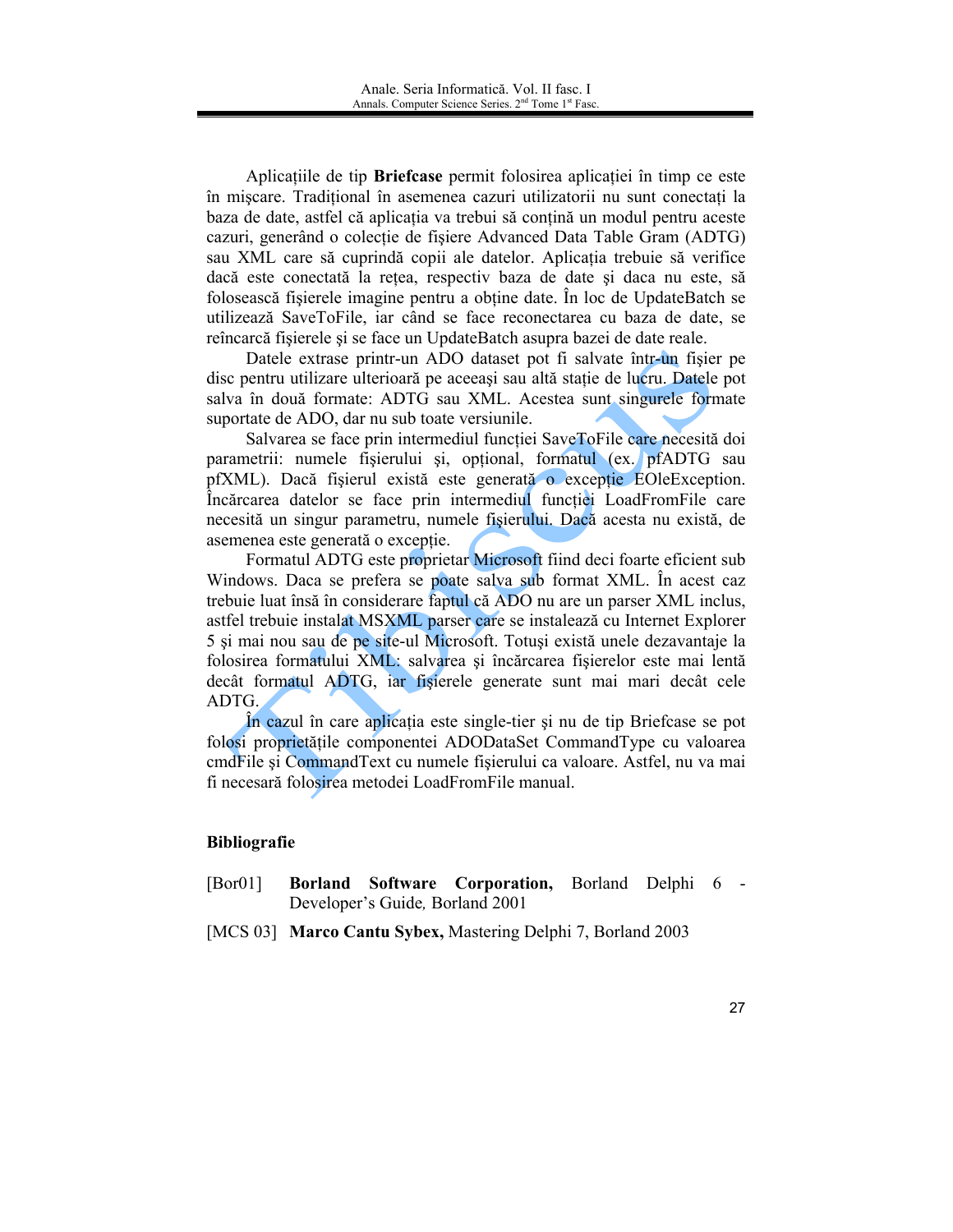Aplicațiile de tip **Briefcase** permit folosirea aplicației în timp ce este în mișcare. Tradițional în asemenea cazuri utilizatorii nu sunt conectați la baza de date, astfel că aplicația va trebui să conțină un modul pentru aceste cazuri, generând o colecție de fișiere Advanced Data Table Gram (ADTG) sau XML care să cuprindă copii ale datelor. Aplicația trebuie să verifice dacă este conectată la rețea, respectiv baza de date și daca nu este, să folosească fișierele imagine pentru a obține date. În loc de UpdateBatch se utilizează SaveToFile, iar când se face reconectarea cu baza de date, se reîncarcă fișierele și se face un UpdateBatch asupra bazei de date reale.

Datele extrase printr-un ADO dataset pot fi salvate într-un fișier pe disc pentru utilizare ulterioară pe aceeași sau altă stație de lucru. Datele pot salva în două formate: ADTG sau XML. Acestea sunt singurele formate suportate de ADO, dar nu sub toate versiunile.

Salvarea se face prin intermediul funcției SaveToFile care necesită doi parametrii: numele fișierului și, opțional, formatul (ex. pfADTG sau pfXML). Dacă fișierul există este generată o excepție EOleException. Încărcarea datelor se face prin intermediul funcției LoadFromFile care necesită un singur parametru, numele fișierului. Dacă acesta nu există, de asemenea este generată o excepție.

Formatul ADTG este proprietar Microsoft fiind deci foarte eficient sub Windows. Daca se prefera se poate salva sub format XML. În acest caz trebuie luat însă în considerare faptul că ADO nu are un parser XML inclus, astfel trebuie instalat MSXML parser care se instalează cu Internet Explorer 5 și mai nou sau de pe site-ul Microsoft. Totuși există unele dezavantaje la folosirea formatului XML: salvarea și încărcarea fișierelor este mai lentă decât formatul ADTG, iar fișierele generate sunt mai mari decât cele ADTG.

În cazul în care aplicația este single-tier și nu de tip Briefcase se pot folosi proprietățile componentei ADODataSet CommandType cu valoarea cmdFile și CommandText cu numele fișierului ca valoare. Astfel, nu va mai fi necesară folosirea metodei LoadFromFile manual.

## Bibliografie

[Bor01] **Borland Software Corporation,** Borland Delphi 6 - Developer's Guide*,* Borland 2001

[MCS 03] **Marco Cantu Sybex,** Mastering Delphi 7, Borland 2003